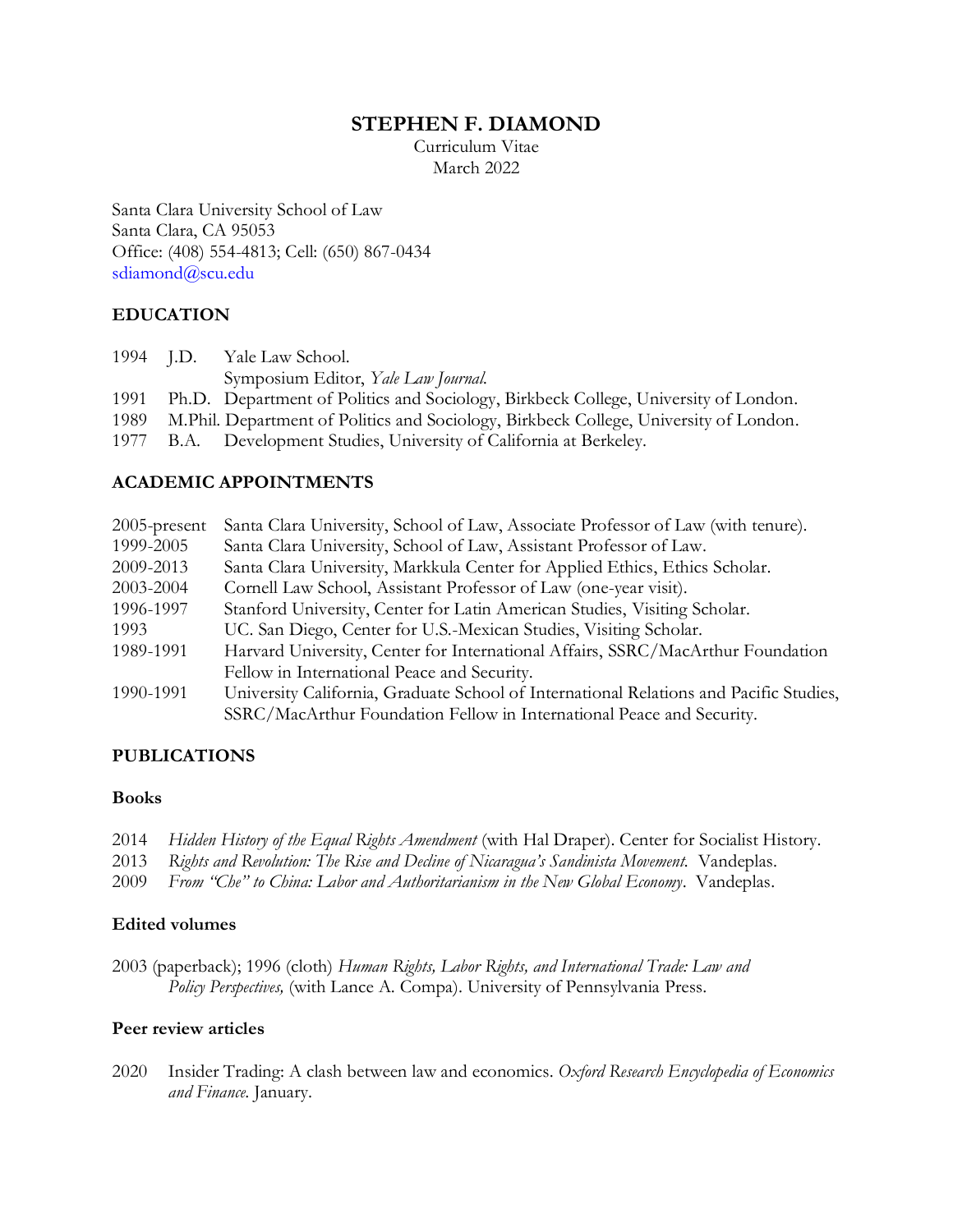# STEPHEN F. DIAMOND

Curriculum Vitae
March 2022

Santa Clara University School of Law
Santa Clara, CA 95053
Office: (408) 554-4813; Cell: (650) 867-0434
sdiamond@scu.edu

## EDUCATION

1994 J.D. Yale Law School.
Symposium Editor, *Yale Law Journal.*

1991 Ph.D. Department of Politics and Sociology, Birkbeck College, University of London.

1989 M.Phil. Department of Politics and Sociology, Birkbeck College, University of London.

1977 B.A. Development Studies, University of California at Berkeley.

## ACADEMIC APPOINTMENTS

2005-present Santa Clara University, School of Law, Associate Professor of Law (with tenure).

1999-2005 Santa Clara University, School of Law, Assistant Professor of Law.

2009-2013 Santa Clara University, Markkula Center for Applied Ethics, Ethics Scholar.

2003-2004 Cornell Law School, Assistant Professor of Law (one-year visit).

1996-1997 Stanford University, Center for Latin American Studies, Visiting Scholar.

1993 UC. San Diego, Center for U.S.-Mexican Studies, Visiting Scholar.

1989-1991 Harvard University, Center for International Affairs, SSRC/MacArthur Foundation Fellow in International Peace and Security.

1990-1991 University California, Graduate School of International Relations and Pacific Studies, SSRC/MacArthur Foundation Fellow in International Peace and Security.

## PUBLICATIONS

### Books

2014 *Hidden History of the Equal Rights Amendment* (with Hal Draper). Center for Socialist History.

2013 *Rights and Revolution: The Rise and Decline of Nicaragua's Sandinista Movement.* Vandeplas.

2009 *From "Che" to China: Labor and Authoritarianism in the New Global Economy*. Vandeplas.

### Edited volumes

2003 (paperback); 1996 (cloth) *Human Rights, Labor Rights, and International Trade: Law and Policy Perspectives,* (with Lance A. Compa). University of Pennsylvania Press.

### Peer review articles

2020 Insider Trading: A clash between law and economics. *Oxford Research Encyclopedia of Economics and Finance.* January.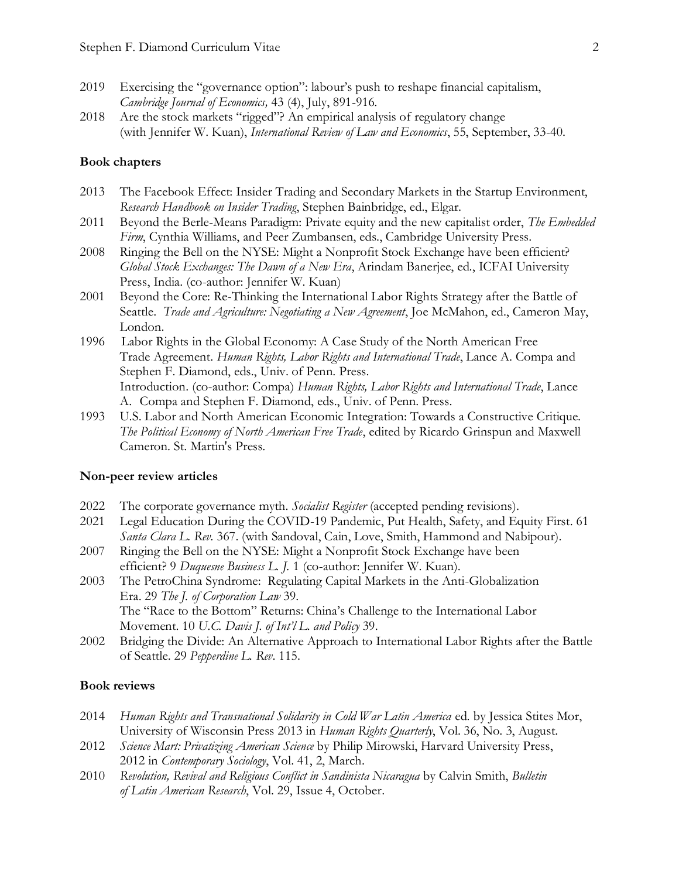2019 Exercising the "governance option": labour's push to reshape financial capitalism, *Cambridge Journal of Economics,* 43 (4), July, 891-916.

2018 Are the stock markets "rigged"? An empirical analysis of regulatory change (with Jennifer W. Kuan), *International Review of Law and Economics*, 55, September, 33-40.

## Book chapters

2013 The Facebook Effect: Insider Trading and Secondary Markets in the Startup Environment, *Research Handbook on Insider Trading*, Stephen Bainbridge, ed., Elgar.

2011 Beyond the Berle-Means Paradigm: Private equity and the new capitalist order, *The Embedded Firm*, Cynthia Williams, and Peer Zumbansen, eds., Cambridge University Press.

2008 Ringing the Bell on the NYSE: Might a Nonprofit Stock Exchange have been efficient? *Global Stock Exchanges: The Dawn of a New Era*, Arindam Banerjee, ed., ICFAI University Press, India. (co-author: Jennifer W. Kuan)

2001 Beyond the Core: Re-Thinking the International Labor Rights Strategy after the Battle of Seattle. *Trade and Agriculture: Negotiating a New Agreement*, Joe McMahon, ed., Cameron May, London.

1996 Labor Rights in the Global Economy: A Case Study of the North American Free Trade Agreement. *Human Rights, Labor Rights and International Trade*, Lance A. Compa and Stephen F. Diamond, eds., Univ. of Penn. Press.
Introduction. (co-author: Compa) *Human Rights, Labor Rights and International Trade*, Lance A. Compa and Stephen F. Diamond, eds., Univ. of Penn. Press.

1993 U.S. Labor and North American Economic Integration: Towards a Constructive Critique. *The Political Economy of North American Free Trade*, edited by Ricardo Grinspun and Maxwell Cameron. St. Martin's Press.

## Non-peer review articles

2022 The corporate governance myth. *Socialist Register* (accepted pending revisions).

2021 Legal Education During the COVID-19 Pandemic, Put Health, Safety, and Equity First. 61 *Santa Clara L. Rev.* 367. (with Sandoval, Cain, Love, Smith, Hammond and Nabipour).

2007 Ringing the Bell on the NYSE: Might a Nonprofit Stock Exchange have been efficient? 9 *Duquesne Business L. J.* 1 (co-author: Jennifer W. Kuan).

2003 The PetroChina Syndrome: Regulating Capital Markets in the Anti-Globalization Era. 29 *The J. of Corporation Law* 39.
The "Race to the Bottom" Returns: China's Challenge to the International Labor Movement. 10 *U.C. Davis J. of Int'l L. and Policy* 39.

2002 Bridging the Divide: An Alternative Approach to International Labor Rights after the Battle of Seattle. 29 *Pepperdine L. Rev*. 115.

## Book reviews

2014 *Human Rights and Transnational Solidarity in Cold War Latin America* ed. by Jessica Stites Mor, University of Wisconsin Press 2013 in *Human Rights Quarterly*, Vol. 36, No. 3, August.

2012 *Science Mart: Privatizing American Science* by Philip Mirowski, Harvard University Press, 2012 in *Contemporary Sociology*, Vol. 41, 2, March.

2010 *Revolution, Revival and Religious Conflict in Sandinista Nicaragua* by Calvin Smith, *Bulletin of Latin American Research*, Vol. 29, Issue 4, October.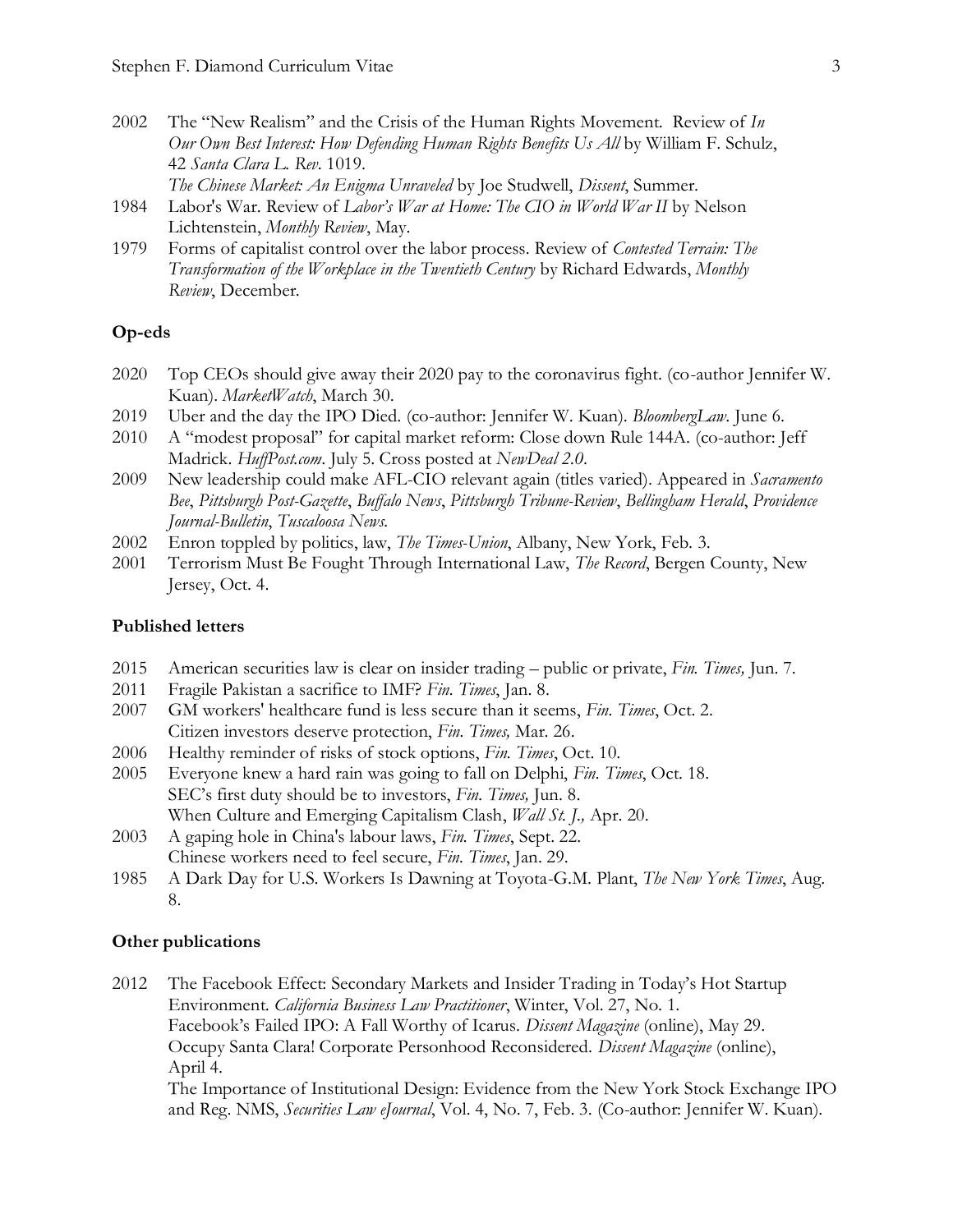2002 The "New Realism" and the Crisis of the Human Rights Movement. Review of *In Our Own Best Interest: How Defending Human Rights Benefits Us All* by William F. Schulz, 42 *Santa Clara L. Rev*. 1019.
*The Chinese Market: An Enigma Unraveled* by Joe Studwell, *Dissent*, Summer.

1984 Labor's War. Review of *Labor's War at Home: The CIO in World War II* by Nelson Lichtenstein, *Monthly Review*, May.

1979 Forms of capitalist control over the labor process. Review of *Contested Terrain: The Transformation of the Workplace in the Twentieth Century* by Richard Edwards, *Monthly Review*, December.

## Op-eds

2020 Top CEOs should give away their 2020 pay to the coronavirus fight. (co-author Jennifer W. Kuan). *MarketWatch*, March 30.

2019 Uber and the day the IPO Died. (co-author: Jennifer W. Kuan). *BloombergLaw*. June 6.

2010 A "modest proposal" for capital market reform: Close down Rule 144A. (co-author: Jeff Madrick. *HuffPost.com*. July 5. Cross posted at *NewDeal 2.0*.

2009 New leadership could make AFL-CIO relevant again (titles varied). Appeared in *Sacramento Bee*, *Pittsburgh Post-Gazette*, *Buffalo News*, *Pittsburgh Tribune-Review*, *Bellingham Herald*, *Providence Journal-Bulletin*, *Tuscaloosa News*.

2002 Enron toppled by politics, law, *The Times-Union*, Albany, New York, Feb. 3.

2001 Terrorism Must Be Fought Through International Law, *The Record*, Bergen County, New Jersey, Oct. 4.

## Published letters

2015 American securities law is clear on insider trading – public or private, *Fin. Times,* Jun. 7.

2011 Fragile Pakistan a sacrifice to IMF? *Fin. Times*, Jan. 8.

2007 GM workers' healthcare fund is less secure than it seems, *Fin. Times*, Oct. 2.
Citizen investors deserve protection, *Fin. Times,* Mar. 26.

2006 Healthy reminder of risks of stock options, *Fin. Times*, Oct. 10.

2005 Everyone knew a hard rain was going to fall on Delphi, *Fin. Times*, Oct. 18.
SEC's first duty should be to investors, *Fin. Times,* Jun. 8.
When Culture and Emerging Capitalism Clash, *Wall St. J.,* Apr. 20.

2003 A gaping hole in China's labour laws, *Fin. Times*, Sept. 22.
Chinese workers need to feel secure, *Fin. Times*, Jan. 29.

1985 A Dark Day for U.S. Workers Is Dawning at Toyota-G.M. Plant, *The New York Times*, Aug. 8.

## Other publications

2012 The Facebook Effect: Secondary Markets and Insider Trading in Today's Hot Startup Environment. *California Business Law Practitioner*, Winter, Vol. 27, No. 1.
Facebook's Failed IPO: A Fall Worthy of Icarus. *Dissent Magazine* (online), May 29.
Occupy Santa Clara! Corporate Personhood Reconsidered. *Dissent Magazine* (online), April 4.
The Importance of Institutional Design: Evidence from the New York Stock Exchange IPO and Reg. NMS, *Securities Law eJournal*, Vol. 4, No. 7, Feb. 3. (Co-author: Jennifer W. Kuan).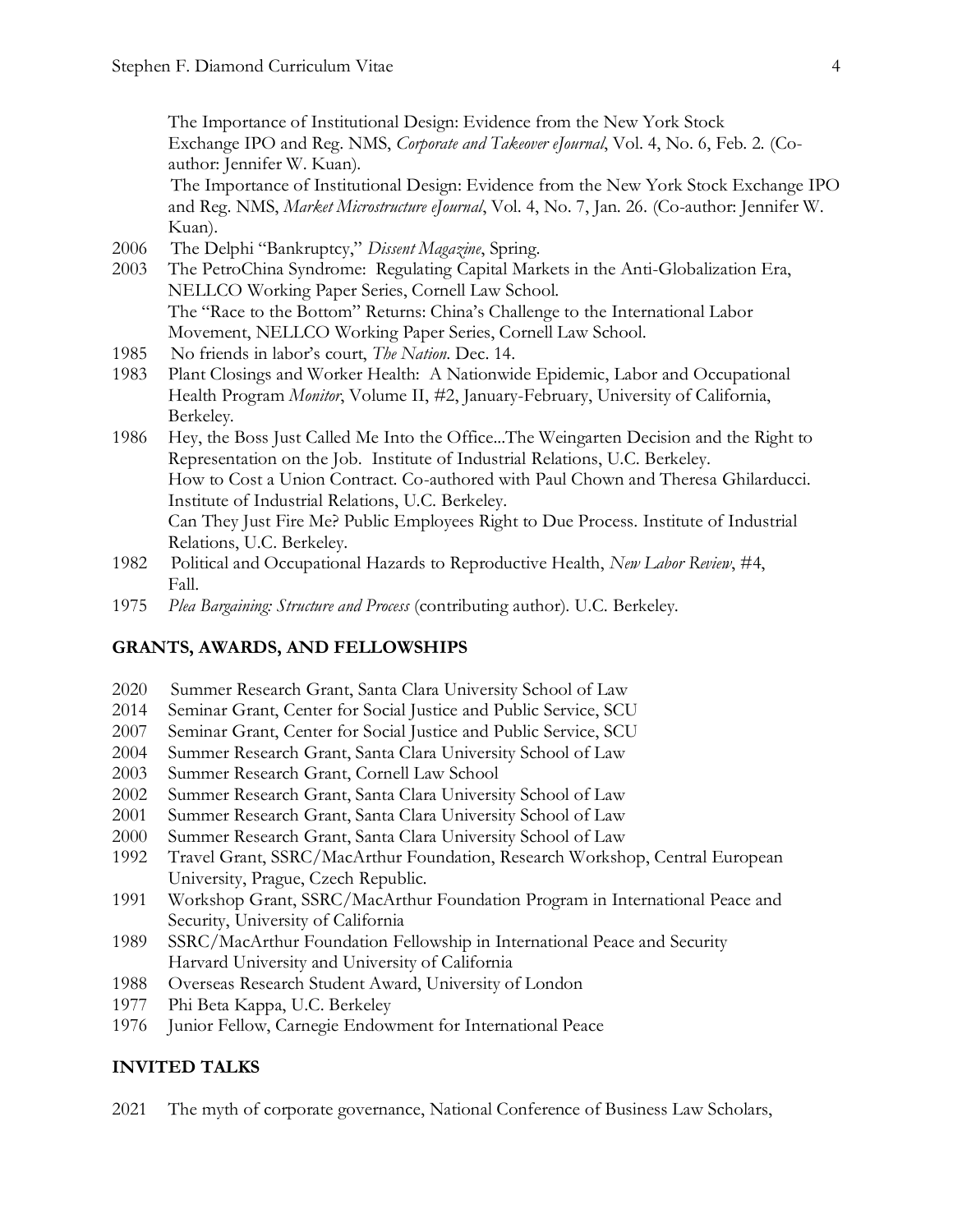The Importance of Institutional Design: Evidence from the New York Stock Exchange IPO and Reg. NMS, *Corporate and Takeover eJournal*, Vol. 4, No. 6, Feb. 2. (Co-author: Jennifer W. Kuan).
The Importance of Institutional Design: Evidence from the New York Stock Exchange IPO and Reg. NMS, *Market Microstructure eJournal*, Vol. 4, No. 7, Jan. 26. (Co-author: Jennifer W. Kuan).

2006 The Delphi "Bankruptcy," *Dissent Magazine*, Spring.

2003 The PetroChina Syndrome: Regulating Capital Markets in the Anti-Globalization Era, NELLCO Working Paper Series, Cornell Law School.
The "Race to the Bottom" Returns: China's Challenge to the International Labor Movement, NELLCO Working Paper Series, Cornell Law School.

1985 No friends in labor's court, *The Nation*. Dec. 14.

1983 Plant Closings and Worker Health: A Nationwide Epidemic, Labor and Occupational Health Program *Monitor*, Volume II, #2, January-February, University of California, Berkeley.

1986 Hey, the Boss Just Called Me Into the Office...The Weingarten Decision and the Right to Representation on the Job. Institute of Industrial Relations, U.C. Berkeley.
How to Cost a Union Contract. Co-authored with Paul Chown and Theresa Ghilarducci. Institute of Industrial Relations, U.C. Berkeley.
Can They Just Fire Me? Public Employees Right to Due Process. Institute of Industrial Relations, U.C. Berkeley.

1982 Political and Occupational Hazards to Reproductive Health, *New Labor Review*, #4, Fall.

1975 *Plea Bargaining: Structure and Process* (contributing author). U.C. Berkeley.

## GRANTS, AWARDS, AND FELLOWSHIPS

2020 Summer Research Grant, Santa Clara University School of Law
2014 Seminar Grant, Center for Social Justice and Public Service, SCU
2007 Seminar Grant, Center for Social Justice and Public Service, SCU
2004 Summer Research Grant, Santa Clara University School of Law
2003 Summer Research Grant, Cornell Law School
2002 Summer Research Grant, Santa Clara University School of Law
2001 Summer Research Grant, Santa Clara University School of Law
2000 Summer Research Grant, Santa Clara University School of Law
1992 Travel Grant, SSRC/MacArthur Foundation, Research Workshop, Central European University, Prague, Czech Republic.
1991 Workshop Grant, SSRC/MacArthur Foundation Program in International Peace and Security, University of California
1989 SSRC/MacArthur Foundation Fellowship in International Peace and Security Harvard University and University of California
1988 Overseas Research Student Award, University of London
1977 Phi Beta Kappa, U.C. Berkeley
1976 Junior Fellow, Carnegie Endowment for International Peace

## INVITED TALKS

2021 The myth of corporate governance, National Conference of Business Law Scholars,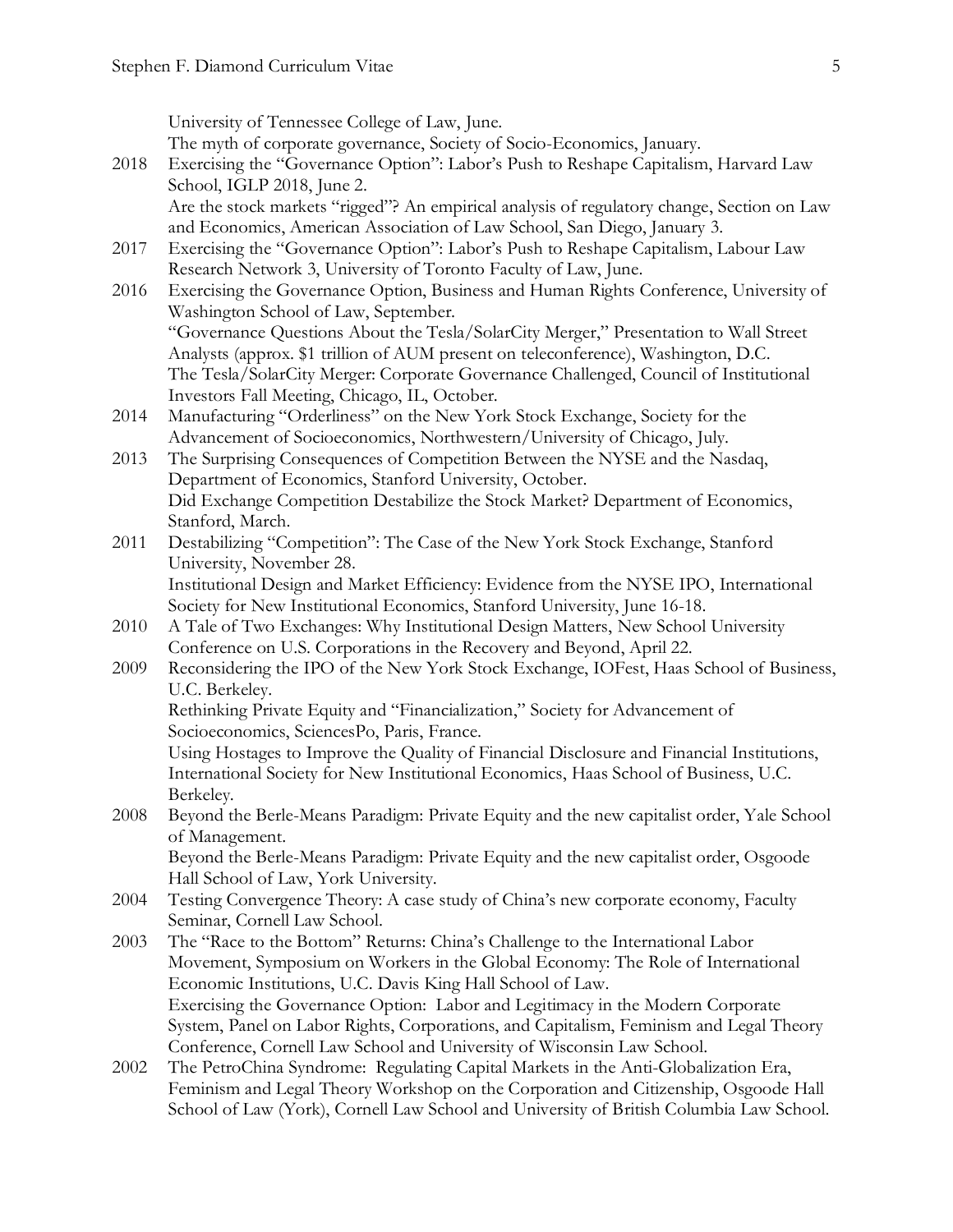University of Tennessee College of Law, June.
The myth of corporate governance, Society of Socio-Economics, January.

2018 Exercising the "Governance Option": Labor's Push to Reshape Capitalism, Harvard Law School, IGLP 2018, June 2.
Are the stock markets "rigged"? An empirical analysis of regulatory change, Section on Law and Economics, American Association of Law School, San Diego, January 3.

2017 Exercising the "Governance Option": Labor's Push to Reshape Capitalism, Labour Law Research Network 3, University of Toronto Faculty of Law, June.

2016 Exercising the Governance Option, Business and Human Rights Conference, University of Washington School of Law, September.
"Governance Questions About the Tesla/SolarCity Merger," Presentation to Wall Street Analysts (approx. $1 trillion of AUM present on teleconference), Washington, D.C.
The Tesla/SolarCity Merger: Corporate Governance Challenged, Council of Institutional Investors Fall Meeting, Chicago, IL, October.

2014 Manufacturing "Orderliness" on the New York Stock Exchange, Society for the Advancement of Socioeconomics, Northwestern/University of Chicago, July.

2013 The Surprising Consequences of Competition Between the NYSE and the Nasdaq, Department of Economics, Stanford University, October.
Did Exchange Competition Destabilize the Stock Market? Department of Economics, Stanford, March.

2011 Destabilizing "Competition": The Case of the New York Stock Exchange, Stanford University, November 28.
Institutional Design and Market Efficiency: Evidence from the NYSE IPO, International Society for New Institutional Economics, Stanford University, June 16-18.

2010 A Tale of Two Exchanges: Why Institutional Design Matters, New School University Conference on U.S. Corporations in the Recovery and Beyond, April 22.

2009 Reconsidering the IPO of the New York Stock Exchange, IOFest, Haas School of Business, U.C. Berkeley.
Rethinking Private Equity and "Financialization," Society for Advancement of Socioeconomics, SciencesPo, Paris, France.
Using Hostages to Improve the Quality of Financial Disclosure and Financial Institutions, International Society for New Institutional Economics, Haas School of Business, U.C. Berkeley.

2008 Beyond the Berle-Means Paradigm: Private Equity and the new capitalist order, Yale School of Management.
Beyond the Berle-Means Paradigm: Private Equity and the new capitalist order, Osgoode Hall School of Law, York University.

2004 Testing Convergence Theory: A case study of China's new corporate economy, Faculty Seminar, Cornell Law School.

2003 The "Race to the Bottom" Returns: China's Challenge to the International Labor Movement, Symposium on Workers in the Global Economy: The Role of International Economic Institutions, U.C. Davis King Hall School of Law.
Exercising the Governance Option: Labor and Legitimacy in the Modern Corporate System, Panel on Labor Rights, Corporations, and Capitalism, Feminism and Legal Theory Conference, Cornell Law School and University of Wisconsin Law School.

2002 The PetroChina Syndrome: Regulating Capital Markets in the Anti-Globalization Era, Feminism and Legal Theory Workshop on the Corporation and Citizenship, Osgoode Hall School of Law (York), Cornell Law School and University of British Columbia Law School.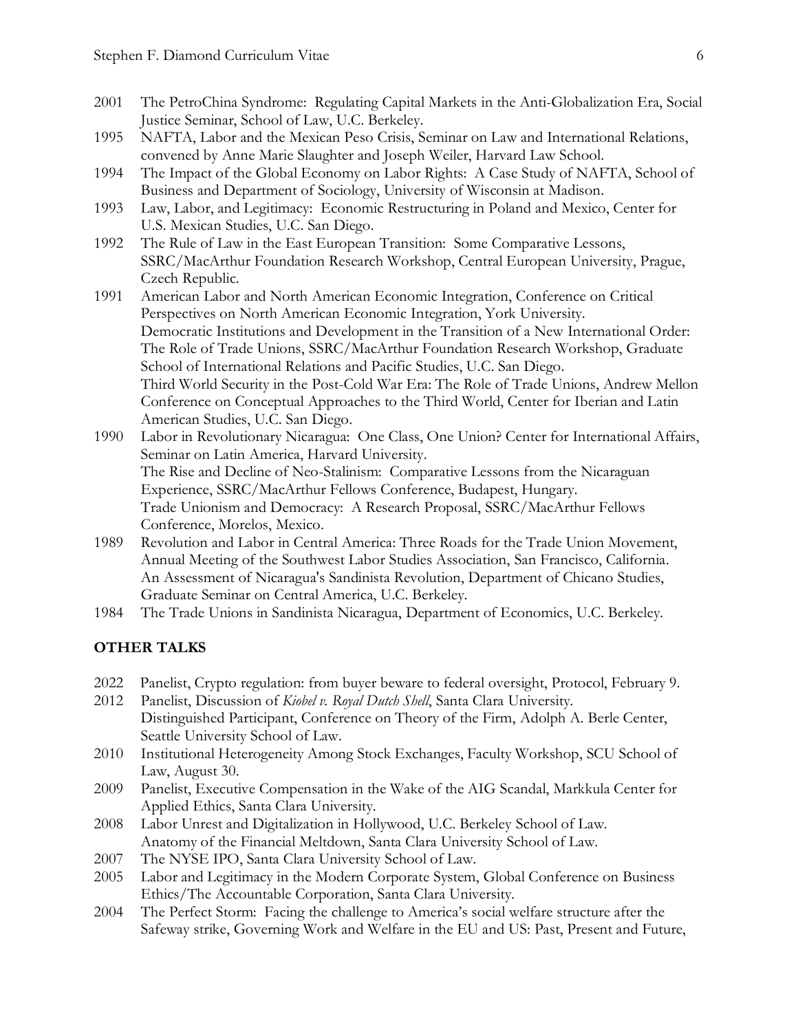2001 The PetroChina Syndrome: Regulating Capital Markets in the Anti-Globalization Era, Social Justice Seminar, School of Law, U.C. Berkeley.

1995 NAFTA, Labor and the Mexican Peso Crisis, Seminar on Law and International Relations, convened by Anne Marie Slaughter and Joseph Weiler, Harvard Law School.

1994 The Impact of the Global Economy on Labor Rights: A Case Study of NAFTA, School of Business and Department of Sociology, University of Wisconsin at Madison.

1993 Law, Labor, and Legitimacy: Economic Restructuring in Poland and Mexico, Center for U.S. Mexican Studies, U.C. San Diego.

1992 The Rule of Law in the East European Transition: Some Comparative Lessons, SSRC/MacArthur Foundation Research Workshop, Central European University, Prague, Czech Republic.

1991 American Labor and North American Economic Integration, Conference on Critical Perspectives on North American Economic Integration, York University.
Democratic Institutions and Development in the Transition of a New International Order: The Role of Trade Unions, SSRC/MacArthur Foundation Research Workshop, Graduate School of International Relations and Pacific Studies, U.C. San Diego.
Third World Security in the Post-Cold War Era: The Role of Trade Unions, Andrew Mellon Conference on Conceptual Approaches to the Third World, Center for Iberian and Latin American Studies, U.C. San Diego.

1990 Labor in Revolutionary Nicaragua: One Class, One Union? Center for International Affairs, Seminar on Latin America, Harvard University.
The Rise and Decline of Neo-Stalinism: Comparative Lessons from the Nicaraguan Experience, SSRC/MacArthur Fellows Conference, Budapest, Hungary.
Trade Unionism and Democracy: A Research Proposal, SSRC/MacArthur Fellows Conference, Morelos, Mexico.

1989 Revolution and Labor in Central America: Three Roads for the Trade Union Movement, Annual Meeting of the Southwest Labor Studies Association, San Francisco, California.
An Assessment of Nicaragua's Sandinista Revolution, Department of Chicano Studies, Graduate Seminar on Central America, U.C. Berkeley.

1984 The Trade Unions in Sandinista Nicaragua, Department of Economics, U.C. Berkeley.

## OTHER TALKS

2022 Panelist, Crypto regulation: from buyer beware to federal oversight, Protocol, February 9.

2012 Panelist, Discussion of *Kiobel v. Royal Dutch Shell*, Santa Clara University.
Distinguished Participant, Conference on Theory of the Firm, Adolph A. Berle Center, Seattle University School of Law.

2010 Institutional Heterogeneity Among Stock Exchanges, Faculty Workshop, SCU School of Law, August 30.

2009 Panelist, Executive Compensation in the Wake of the AIG Scandal, Markkula Center for Applied Ethics, Santa Clara University.

2008 Labor Unrest and Digitalization in Hollywood, U.C. Berkeley School of Law.
Anatomy of the Financial Meltdown, Santa Clara University School of Law.

2007 The NYSE IPO, Santa Clara University School of Law.

2005 Labor and Legitimacy in the Modern Corporate System, Global Conference on Business Ethics/The Accountable Corporation, Santa Clara University.

2004 The Perfect Storm: Facing the challenge to America's social welfare structure after the Safeway strike, Governing Work and Welfare in the EU and US: Past, Present and Future,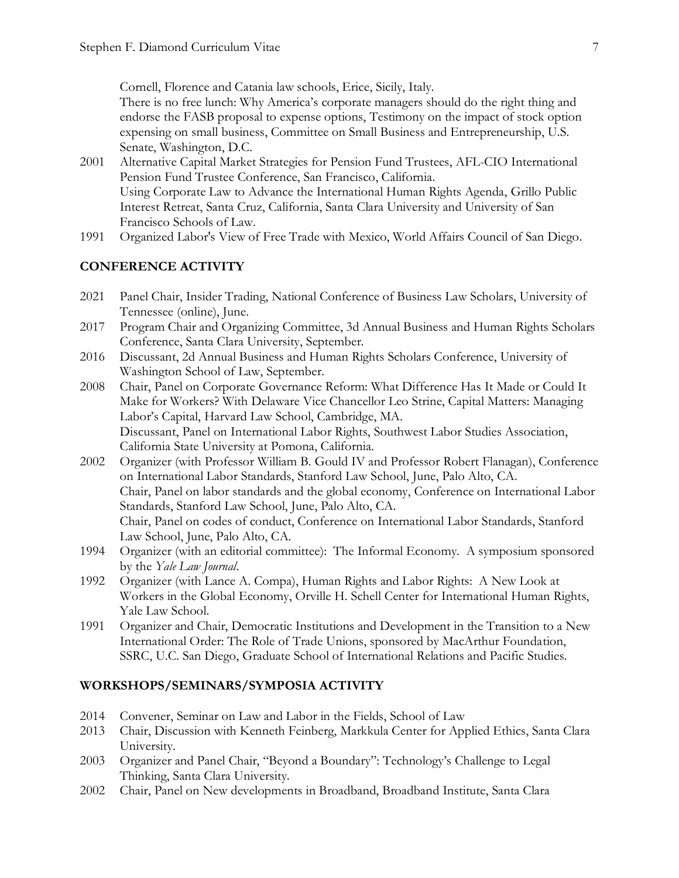Cornell, Florence and Catania law schools, Erice, Sicily, Italy.
There is no free lunch: Why America's corporate managers should do the right thing and endorse the FASB proposal to expense options, Testimony on the impact of stock option expensing on small business, Committee on Small Business and Entrepreneurship, U.S. Senate, Washington, D.C.

2001 Alternative Capital Market Strategies for Pension Fund Trustees, AFL-CIO International Pension Fund Trustee Conference, San Francisco, California.
Using Corporate Law to Advance the International Human Rights Agenda, Grillo Public Interest Retreat, Santa Cruz, California, Santa Clara University and University of San Francisco Schools of Law.

1991 Organized Labor's View of Free Trade with Mexico, World Affairs Council of San Diego.

## CONFERENCE ACTIVITY

2021 Panel Chair, Insider Trading, National Conference of Business Law Scholars, University of Tennessee (online), June.

2017 Program Chair and Organizing Committee, 3d Annual Business and Human Rights Scholars Conference, Santa Clara University, September.

2016 Discussant, 2d Annual Business and Human Rights Scholars Conference, University of Washington School of Law, September.

2008 Chair, Panel on Corporate Governance Reform: What Difference Has It Made or Could It Make for Workers? With Delaware Vice Chancellor Leo Strine, Capital Matters: Managing Labor's Capital, Harvard Law School, Cambridge, MA.
Discussant, Panel on International Labor Rights, Southwest Labor Studies Association, California State University at Pomona, California.

2002 Organizer (with Professor William B. Gould IV and Professor Robert Flanagan), Conference on International Labor Standards, Stanford Law School, June, Palo Alto, CA.
Chair, Panel on labor standards and the global economy, Conference on International Labor Standards, Stanford Law School, June, Palo Alto, CA.
Chair, Panel on codes of conduct, Conference on International Labor Standards, Stanford Law School, June, Palo Alto, CA.

1994 Organizer (with an editorial committee): The Informal Economy. A symposium sponsored by the *Yale Law Journal*.

1992 Organizer (with Lance A. Compa), Human Rights and Labor Rights: A New Look at Workers in the Global Economy, Orville H. Schell Center for International Human Rights, Yale Law School.

1991 Organizer and Chair, Democratic Institutions and Development in the Transition to a New International Order: The Role of Trade Unions, sponsored by MacArthur Foundation, SSRC, U.C. San Diego, Graduate School of International Relations and Pacific Studies.

## WORKSHOPS/SEMINARS/SYMPOSIA ACTIVITY

2014 Convener, Seminar on Law and Labor in the Fields, School of Law

2013 Chair, Discussion with Kenneth Feinberg, Markkula Center for Applied Ethics, Santa Clara University.

2003 Organizer and Panel Chair, "Beyond a Boundary": Technology's Challenge to Legal Thinking, Santa Clara University.

2002 Chair, Panel on New developments in Broadband, Broadband Institute, Santa Clara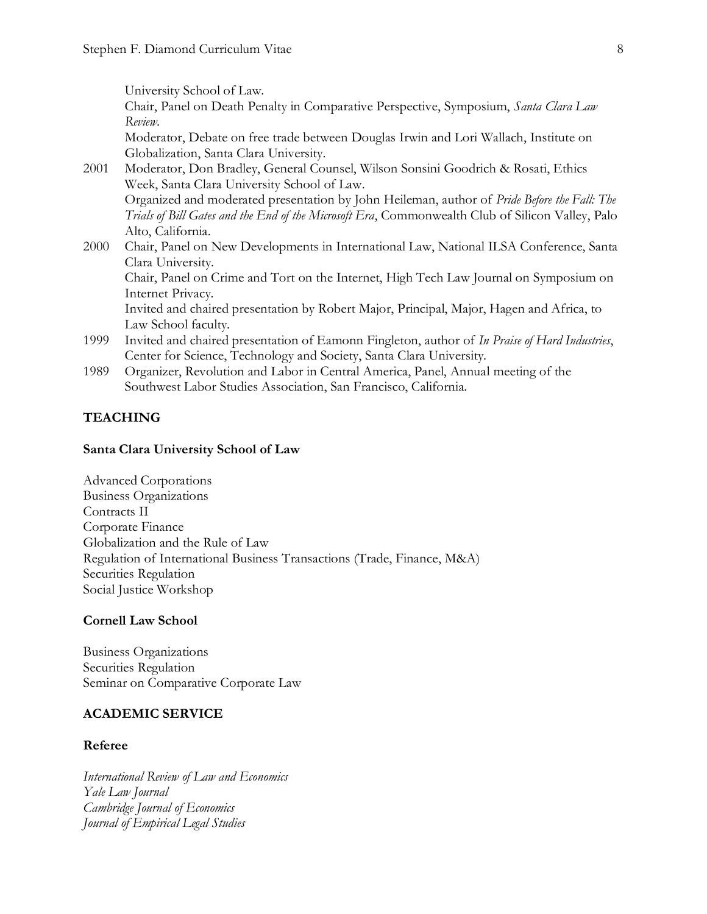University School of Law.
Chair, Panel on Death Penalty in Comparative Perspective, Symposium, *Santa Clara Law Review*.
Moderator, Debate on free trade between Douglas Irwin and Lori Wallach, Institute on Globalization, Santa Clara University.

2001 Moderator, Don Bradley, General Counsel, Wilson Sonsini Goodrich & Rosati, Ethics Week, Santa Clara University School of Law.
Organized and moderated presentation by John Heileman, author of *Pride Before the Fall: The Trials of Bill Gates and the End of the Microsoft Era*, Commonwealth Club of Silicon Valley, Palo Alto, California.

2000 Chair, Panel on New Developments in International Law, National ILSA Conference, Santa Clara University.
Chair, Panel on Crime and Tort on the Internet, High Tech Law Journal on Symposium on Internet Privacy.
Invited and chaired presentation by Robert Major, Principal, Major, Hagen and Africa, to Law School faculty.

1999 Invited and chaired presentation of Eamonn Fingleton, author of *In Praise of Hard Industries*, Center for Science, Technology and Society, Santa Clara University.

1989 Organizer, Revolution and Labor in Central America, Panel, Annual meeting of the Southwest Labor Studies Association, San Francisco, California.

## TEACHING

### Santa Clara University School of Law

Advanced Corporations
Business Organizations
Contracts II
Corporate Finance
Globalization and the Rule of Law
Regulation of International Business Transactions (Trade, Finance, M&A)
Securities Regulation
Social Justice Workshop

### Cornell Law School

Business Organizations
Securities Regulation
Seminar on Comparative Corporate Law

## ACADEMIC SERVICE

### Referee

*International Review of Law and Economics*
*Yale Law Journal*
*Cambridge Journal of Economics*
*Journal of Empirical Legal Studies*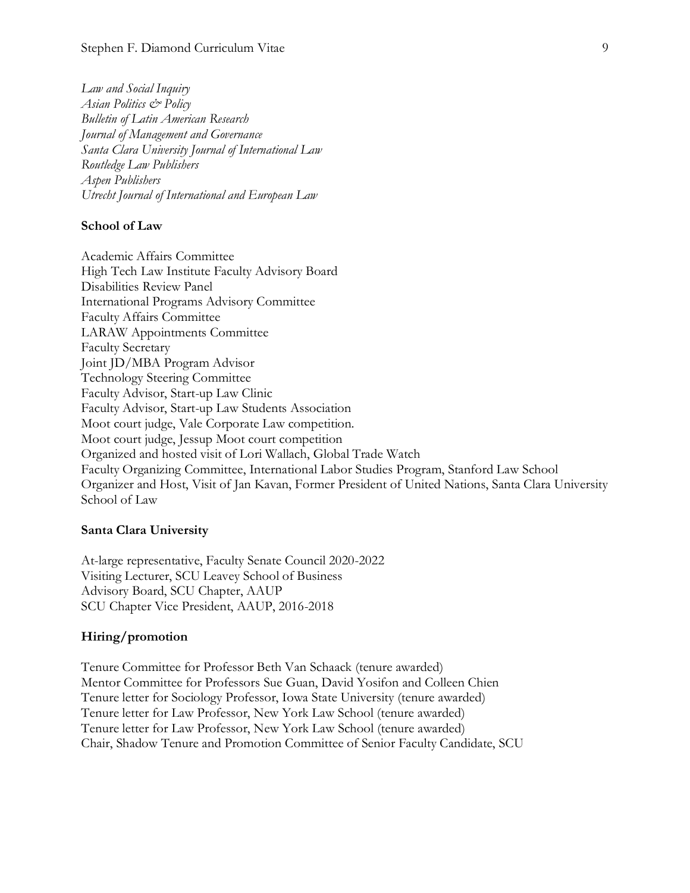*Law and Social Inquiry*
*Asian Politics & Policy*
*Bulletin of Latin American Research*
*Journal of Management and Governance*
*Santa Clara University Journal of International Law*
*Routledge Law Publishers*
*Aspen Publishers*
*Utrecht Journal of International and European Law*

**School of Law**

Academic Affairs Committee
High Tech Law Institute Faculty Advisory Board
Disabilities Review Panel
International Programs Advisory Committee
Faculty Affairs Committee
LARAW Appointments Committee
Faculty Secretary
Joint JD/MBA Program Advisor
Technology Steering Committee
Faculty Advisor, Start-up Law Clinic
Faculty Advisor, Start-up Law Students Association
Moot court judge, Vale Corporate Law competition.
Moot court judge, Jessup Moot court competition
Organized and hosted visit of Lori Wallach, Global Trade Watch
Faculty Organizing Committee, International Labor Studies Program, Stanford Law School
Organizer and Host, Visit of Jan Kavan, Former President of United Nations, Santa Clara University School of Law

**Santa Clara University**

At-large representative, Faculty Senate Council 2020-2022
Visiting Lecturer, SCU Leavey School of Business
Advisory Board, SCU Chapter, AAUP
SCU Chapter Vice President, AAUP, 2016-2018

**Hiring/promotion**

Tenure Committee for Professor Beth Van Schaack (tenure awarded)
Mentor Committee for Professors Sue Guan, David Yosifon and Colleen Chien
Tenure letter for Sociology Professor, Iowa State University (tenure awarded)
Tenure letter for Law Professor, New York Law School (tenure awarded)
Tenure letter for Law Professor, New York Law School (tenure awarded)
Chair, Shadow Tenure and Promotion Committee of Senior Faculty Candidate, SCU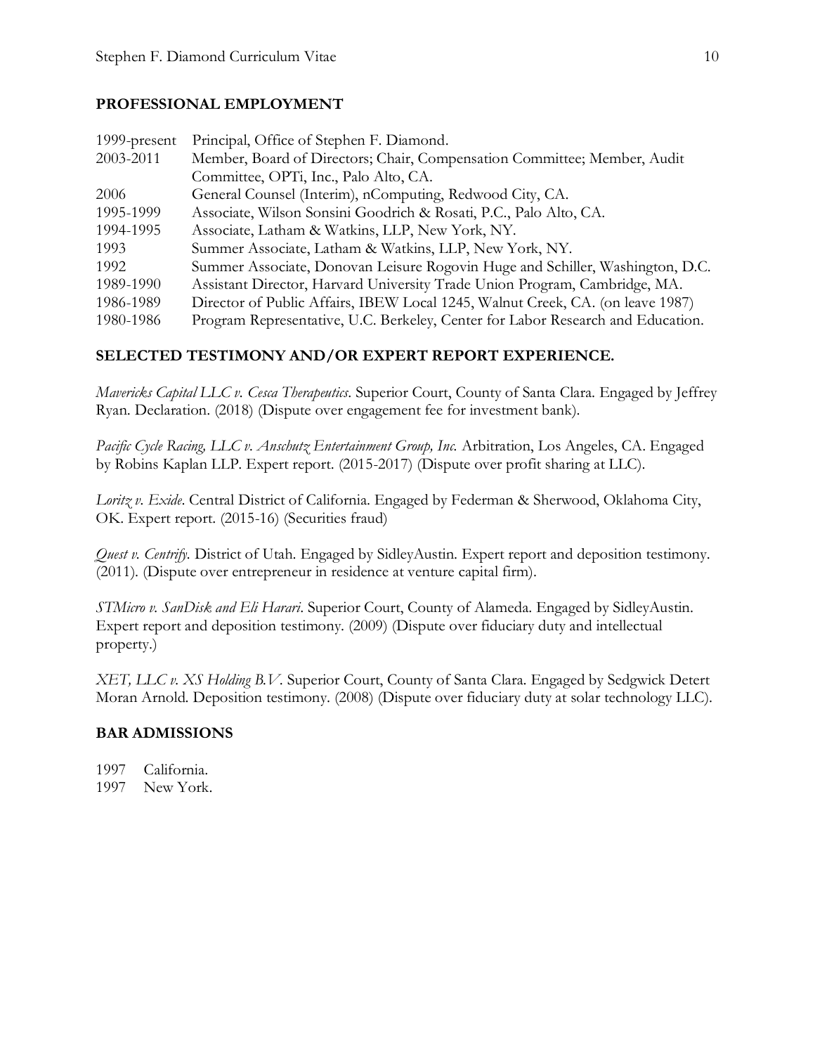**PROFESSIONAL EMPLOYMENT**

| | |
|---|---|
| 1999-present | Principal, Office of Stephen F. Diamond. |
| 2003-2011 | Member, Board of Directors; Chair, Compensation Committee; Member, Audit Committee, OPTi, Inc., Palo Alto, CA. |
| 2006 | General Counsel (Interim), nComputing, Redwood City, CA. |
| 1995-1999 | Associate, Wilson Sonsini Goodrich & Rosati, P.C., Palo Alto, CA. |
| 1994-1995 | Associate, Latham & Watkins, LLP, New York, NY. |
| 1993 | Summer Associate, Latham & Watkins, LLP, New York, NY. |
| 1992 | Summer Associate, Donovan Leisure Rogovin Huge and Schiller, Washington, D.C. |
| 1989-1990 | Assistant Director, Harvard University Trade Union Program, Cambridge, MA. |
| 1986-1989 | Director of Public Affairs, IBEW Local 1245, Walnut Creek, CA. (on leave 1987) |
| 1980-1986 | Program Representative, U.C. Berkeley, Center for Labor Research and Education. |

**SELECTED TESTIMONY AND/OR EXPERT REPORT EXPERIENCE.**

*Mavericks Capital LLC v. Cesca Therapeutics*. Superior Court, County of Santa Clara. Engaged by Jeffrey Ryan. Declaration. (2018) (Dispute over engagement fee for investment bank).

*Pacific Cycle Racing, LLC v. Anschutz Entertainment Group, Inc.* Arbitration, Los Angeles, CA. Engaged by Robins Kaplan LLP. Expert report. (2015-2017) (Dispute over profit sharing at LLC).

*Loritz v. Exide*. Central District of California. Engaged by Federman & Sherwood, Oklahoma City, OK. Expert report. (2015-16) (Securities fraud)

*Quest v. Centrify*. District of Utah. Engaged by SidleyAustin. Expert report and deposition testimony. (2011). (Dispute over entrepreneur in residence at venture capital firm).

*STMicro v. SanDisk and Eli Harari*. Superior Court, County of Alameda. Engaged by SidleyAustin. Expert report and deposition testimony. (2009) (Dispute over fiduciary duty and intellectual property.)

*XET, LLC v. XS Holding B.V*. Superior Court, County of Santa Clara. Engaged by Sedgwick Detert Moran Arnold. Deposition testimony. (2008) (Dispute over fiduciary duty at solar technology LLC).

**BAR ADMISSIONS**

1997 California.
1997 New York.